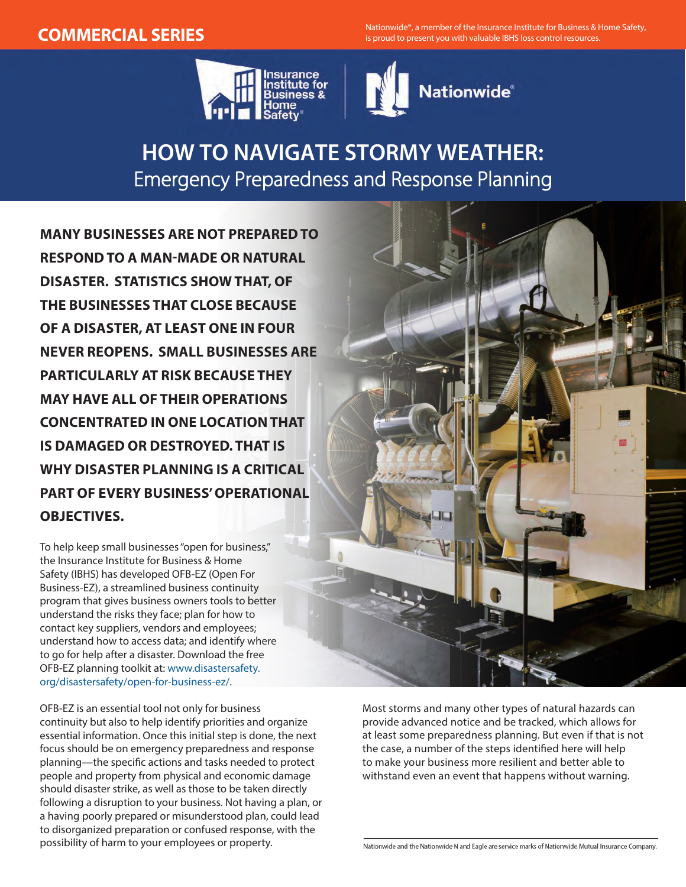COMMERCIAL SERIES

Nationwide®, a member of the Insurance Institute for Business & Home Safety, is proud to present you with valuable IBHS loss control resources.

# HOW TO NAVIGATE STORMY WEATHER:
## Emergency Preparedness and Response Planning

**MANY BUSINESSES ARE NOT PREPARED TO RESPOND TO A MAN-MADE OR NATURAL DISASTER. STATISTICS SHOW THAT, OF THE BUSINESSES THAT CLOSE BECAUSE OF A DISASTER, AT LEAST ONE IN FOUR NEVER REOPENS. SMALL BUSINESSES ARE PARTICULARLY AT RISK BECAUSE THEY MAY HAVE ALL OF THEIR OPERATIONS CONCENTRATED IN ONE LOCATION THAT IS DAMAGED OR DESTROYED. THAT IS WHY DISASTER PLANNING IS A CRITICAL PART OF EVERY BUSINESS' OPERATIONAL OBJECTIVES.**

To help keep small businesses "open for business," the Insurance Institute for Business & Home Safety (IBHS) has developed OFB-EZ (Open For Business-EZ), a streamlined business continuity program that gives business owners tools to better understand the risks they face; plan for how to contact key suppliers, vendors and employees; understand how to access data; and identify where to go for help after a disaster. Download the free OFB-EZ planning toolkit at: www.disastersafety.org/disastersafety/open-for-business-ez/.

OFB-EZ is an essential tool not only for business continuity but also to help identify priorities and organize essential information. Once this initial step is done, the next focus should be on emergency preparedness and response planning—the specific actions and tasks needed to protect people and property from physical and economic damage should disaster strike, as well as those to be taken directly following a disruption to your business. Not having a plan, or a having poorly prepared or misunderstood plan, could lead to disorganized preparation or confused response, with the possibility of harm to your employees or property.

Most storms and many other types of natural hazards can provide advanced notice and be tracked, which allows for at least some preparedness planning. But even if that is not the case, a number of the steps identified here will help to make your business more resilient and better able to withstand even an event that happens without warning.

Nationwide and the Nationwide N and Eagle are service marks of Nationwide Mutual Insurance Company.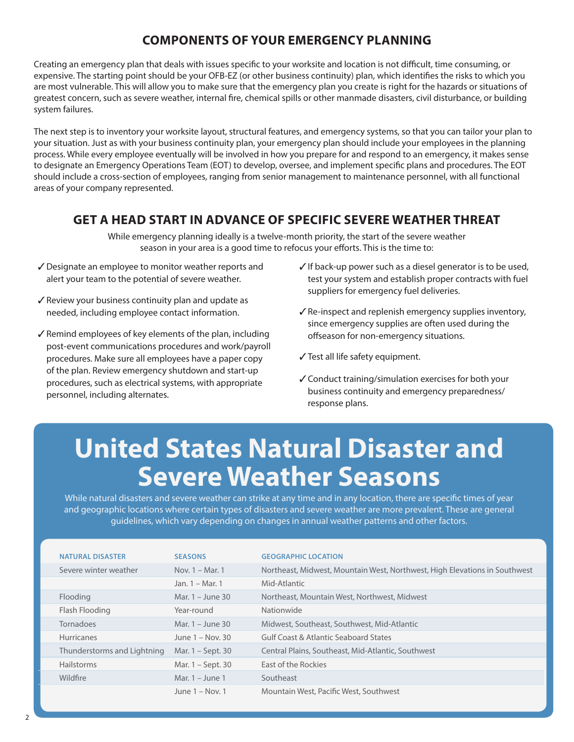## COMPONENTS OF YOUR EMERGENCY PLANNING

Creating an emergency plan that deals with issues specific to your worksite and location is not difficult, time consuming, or expensive. The starting point should be your OFB-EZ (or other business continuity) plan, which identifies the risks to which you are most vulnerable. This will allow you to make sure that the emergency plan you create is right for the hazards or situations of greatest concern, such as severe weather, internal fire, chemical spills or other manmade disasters, civil disturbance, or building system failures.

The next step is to inventory your worksite layout, structural features, and emergency systems, so that you can tailor your plan to your situation. Just as with your business continuity plan, your emergency plan should include your employees in the planning process. While every employee eventually will be involved in how you prepare for and respond to an emergency, it makes sense to designate an Emergency Operations Team (EOT) to develop, oversee, and implement specific plans and procedures. The EOT should include a cross-section of employees, ranging from senior management to maintenance personnel, with all functional areas of your company represented.

## GET A HEAD START IN ADVANCE OF SPECIFIC SEVERE WEATHER THREAT

While emergency planning ideally is a twelve-month priority, the start of the severe weather season in your area is a good time to refocus your efforts. This is the time to:

- ✓ Designate an employee to monitor weather reports and alert your team to the potential of severe weather.
- ✓ Review your business continuity plan and update as needed, including employee contact information.
- ✓ Remind employees of key elements of the plan, including post-event communications procedures and work/payroll procedures. Make sure all employees have a paper copy of the plan. Review emergency shutdown and start-up procedures, such as electrical systems, with appropriate personnel, including alternates.
- ✓ If back-up power such as a diesel generator is to be used, test your system and establish proper contracts with fuel suppliers for emergency fuel deliveries.
- ✓ Re-inspect and replenish emergency supplies inventory, since emergency supplies are often used during the offseason for non-emergency situations.
- ✓ Test all life safety equipment.
- ✓ Conduct training/simulation exercises for both your business continuity and emergency preparedness/response plans.

# United States Natural Disaster and Severe Weather Seasons

While natural disasters and severe weather can strike at any time and in any location, there are specific times of year and geographic locations where certain types of disasters and severe weather are more prevalent. These are general guidelines, which vary depending on changes in annual weather patterns and other factors.

| NATURAL DISASTER | SEASONS | GEOGRAPHIC LOCATION |
|---|---|---|
| Severe winter weather | Nov. 1 – Mar. 1 | Northeast, Midwest, Mountain West, Northwest, High Elevations in Southwest |
| | Jan. 1 – Mar. 1 | Mid-Atlantic |
| Flooding | Mar. 1 – June 30 | Northeast, Mountain West, Northwest, Midwest |
| Flash Flooding | Year-round | Nationwide |
| Tornadoes | Mar. 1 – June 30 | Midwest, Southeast, Southwest, Mid-Atlantic |
| Hurricanes | June 1 – Nov. 30 | Gulf Coast & Atlantic Seaboard States |
| Thunderstorms and Lightning | Mar. 1 – Sept. 30 | Central Plains, Southeast, Mid-Atlantic, Southwest |
| Hailstorms | Mar. 1 – Sept. 30 | East of the Rockies |
| Wildfire | Mar. 1 – June 1 | Southeast |
| | June 1 – Nov. 1 | Mountain West, Pacific West, Southwest |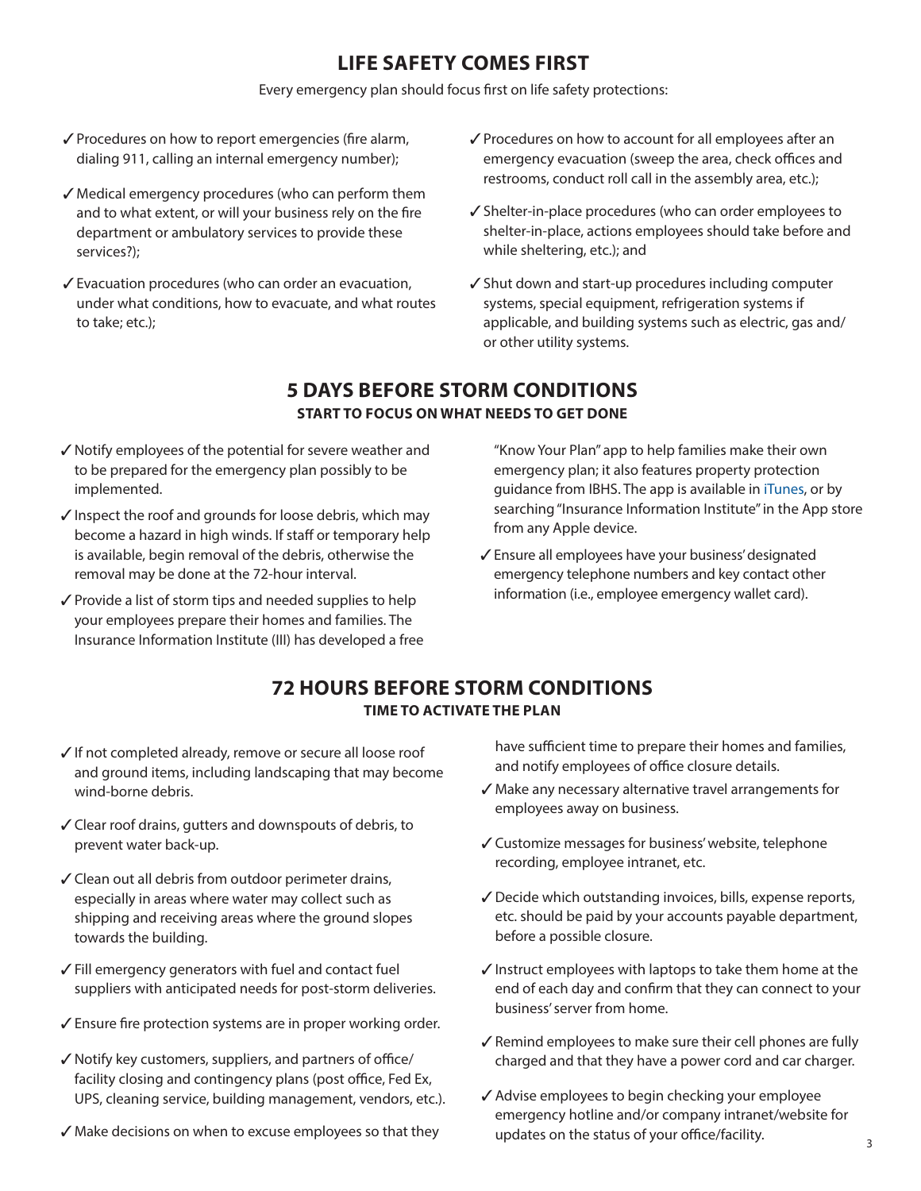## LIFE SAFETY COMES FIRST

Every emergency plan should focus first on life safety protections:

- ✓ Procedures on how to report emergencies (fire alarm, dialing 911, calling an internal emergency number);
- ✓ Medical emergency procedures (who can perform them and to what extent, or will your business rely on the fire department or ambulatory services to provide these services?);
- ✓ Evacuation procedures (who can order an evacuation, under what conditions, how to evacuate, and what routes to take; etc.);
- ✓ Procedures on how to account for all employees after an emergency evacuation (sweep the area, check offices and restrooms, conduct roll call in the assembly area, etc.);
- ✓ Shelter-in-place procedures (who can order employees to shelter-in-place, actions employees should take before and while sheltering, etc.); and
- ✓ Shut down and start-up procedures including computer systems, special equipment, refrigeration systems if applicable, and building systems such as electric, gas and/or other utility systems.

## 5 DAYS BEFORE STORM CONDITIONS

**START TO FOCUS ON WHAT NEEDS TO GET DONE**

- ✓ Notify employees of the potential for severe weather and to be prepared for the emergency plan possibly to be implemented.
- ✓ Inspect the roof and grounds for loose debris, which may become a hazard in high winds. If staff or temporary help is available, begin removal of the debris, otherwise the removal may be done at the 72-hour interval.
- ✓ Provide a list of storm tips and needed supplies to help your employees prepare their homes and families. The Insurance Information Institute (III) has developed a free "Know Your Plan" app to help families make their own emergency plan; it also features property protection guidance from IBHS. The app is available in iTunes, or by searching "Insurance Information Institute" in the App store from any Apple device.
- ✓ Ensure all employees have your business' designated emergency telephone numbers and key contact other information (i.e., employee emergency wallet card).

## 72 HOURS BEFORE STORM CONDITIONS

**TIME TO ACTIVATE THE PLAN**

- ✓ If not completed already, remove or secure all loose roof and ground items, including landscaping that may become wind-borne debris.
- ✓ Clear roof drains, gutters and downspouts of debris, to prevent water back-up.
- ✓ Clean out all debris from outdoor perimeter drains, especially in areas where water may collect such as shipping and receiving areas where the ground slopes towards the building.
- ✓ Fill emergency generators with fuel and contact fuel suppliers with anticipated needs for post-storm deliveries.
- ✓ Ensure fire protection systems are in proper working order.
- ✓ Notify key customers, suppliers, and partners of office/facility closing and contingency plans (post office, Fed Ex, UPS, cleaning service, building management, vendors, etc.).
- ✓ Make decisions on when to excuse employees so that they have sufficient time to prepare their homes and families, and notify employees of office closure details.
- ✓ Make any necessary alternative travel arrangements for employees away on business.
- ✓ Customize messages for business' website, telephone recording, employee intranet, etc.
- ✓ Decide which outstanding invoices, bills, expense reports, etc. should be paid by your accounts payable department, before a possible closure.
- ✓ Instruct employees with laptops to take them home at the end of each day and confirm that they can connect to your business' server from home.
- ✓ Remind employees to make sure their cell phones are fully charged and that they have a power cord and car charger.
- ✓ Advise employees to begin checking your employee emergency hotline and/or company intranet/website for updates on the status of your office/facility.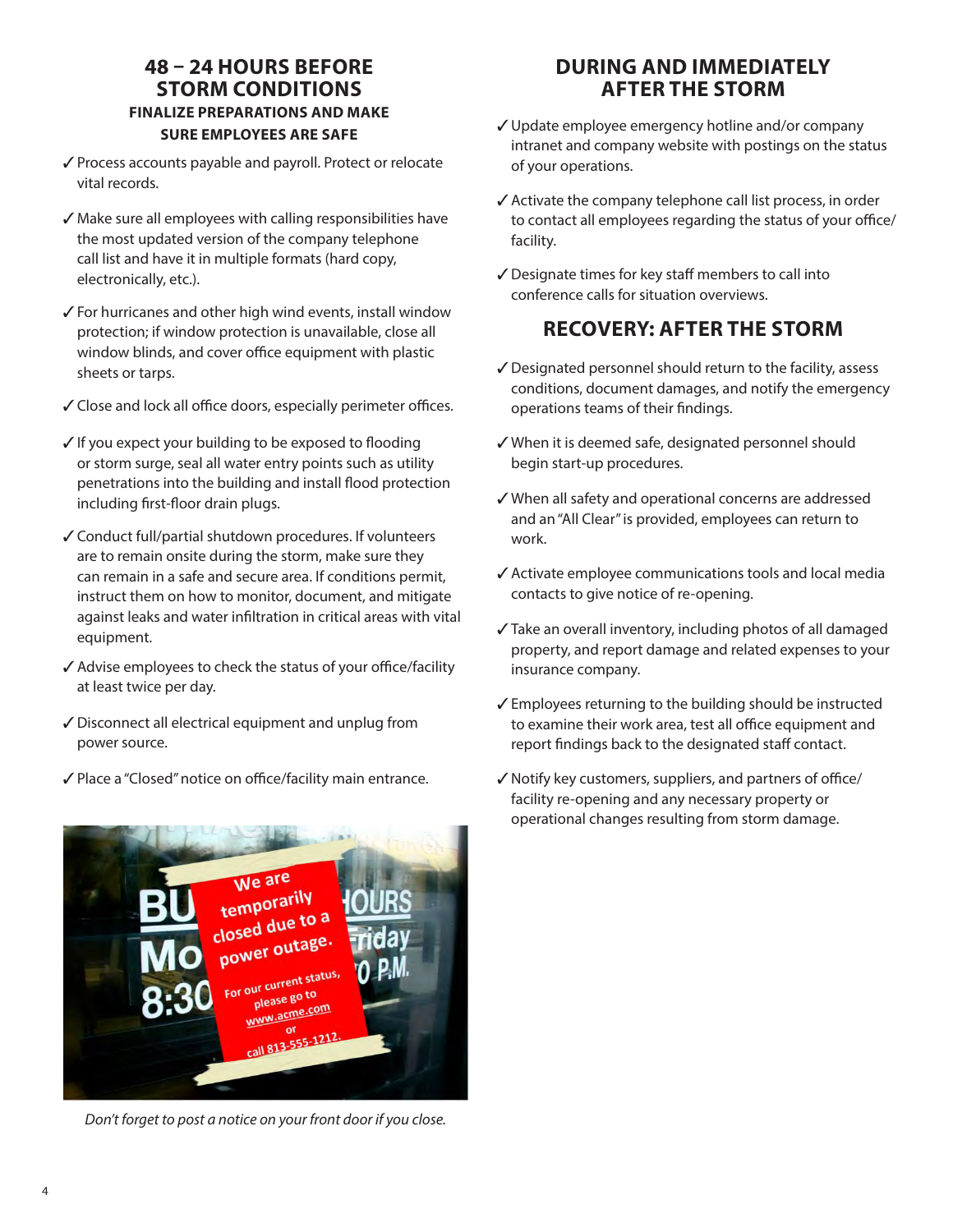## 48 – 24 HOURS BEFORE STORM CONDITIONS

### FINALIZE PREPARATIONS AND MAKE SURE EMPLOYEES ARE SAFE

- ✓ Process accounts payable and payroll. Protect or relocate vital records.
- ✓ Make sure all employees with calling responsibilities have the most updated version of the company telephone call list and have it in multiple formats (hard copy, electronically, etc.).
- ✓ For hurricanes and other high wind events, install window protection; if window protection is unavailable, close all window blinds, and cover office equipment with plastic sheets or tarps.
- ✓ Close and lock all office doors, especially perimeter offices.
- ✓ If you expect your building to be exposed to flooding or storm surge, seal all water entry points such as utility penetrations into the building and install flood protection including first-floor drain plugs.
- ✓ Conduct full/partial shutdown procedures. If volunteers are to remain onsite during the storm, make sure they can remain in a safe and secure area. If conditions permit, instruct them on how to monitor, document, and mitigate against leaks and water infiltration in critical areas with vital equipment.
- ✓ Advise employees to check the status of your office/facility at least twice per day.
- ✓ Disconnect all electrical equipment and unplug from power source.
- ✓ Place a "Closed" notice on office/facility main entrance.

*Don't forget to post a notice on your front door if you close.*

## DURING AND IMMEDIATELY AFTER THE STORM

- ✓ Update employee emergency hotline and/or company intranet and company website with postings on the status of your operations.
- ✓ Activate the company telephone call list process, in order to contact all employees regarding the status of your office/facility.
- ✓ Designate times for key staff members to call into conference calls for situation overviews.

## RECOVERY: AFTER THE STORM

- ✓ Designated personnel should return to the facility, assess conditions, document damages, and notify the emergency operations teams of their findings.
- ✓ When it is deemed safe, designated personnel should begin start-up procedures.
- ✓ When all safety and operational concerns are addressed and an "All Clear" is provided, employees can return to work.
- ✓ Activate employee communications tools and local media contacts to give notice of re-opening.
- ✓ Take an overall inventory, including photos of all damaged property, and report damage and related expenses to your insurance company.
- ✓ Employees returning to the building should be instructed to examine their work area, test all office equipment and report findings back to the designated staff contact.
- ✓ Notify key customers, suppliers, and partners of office/facility re-opening and any necessary property or operational changes resulting from storm damage.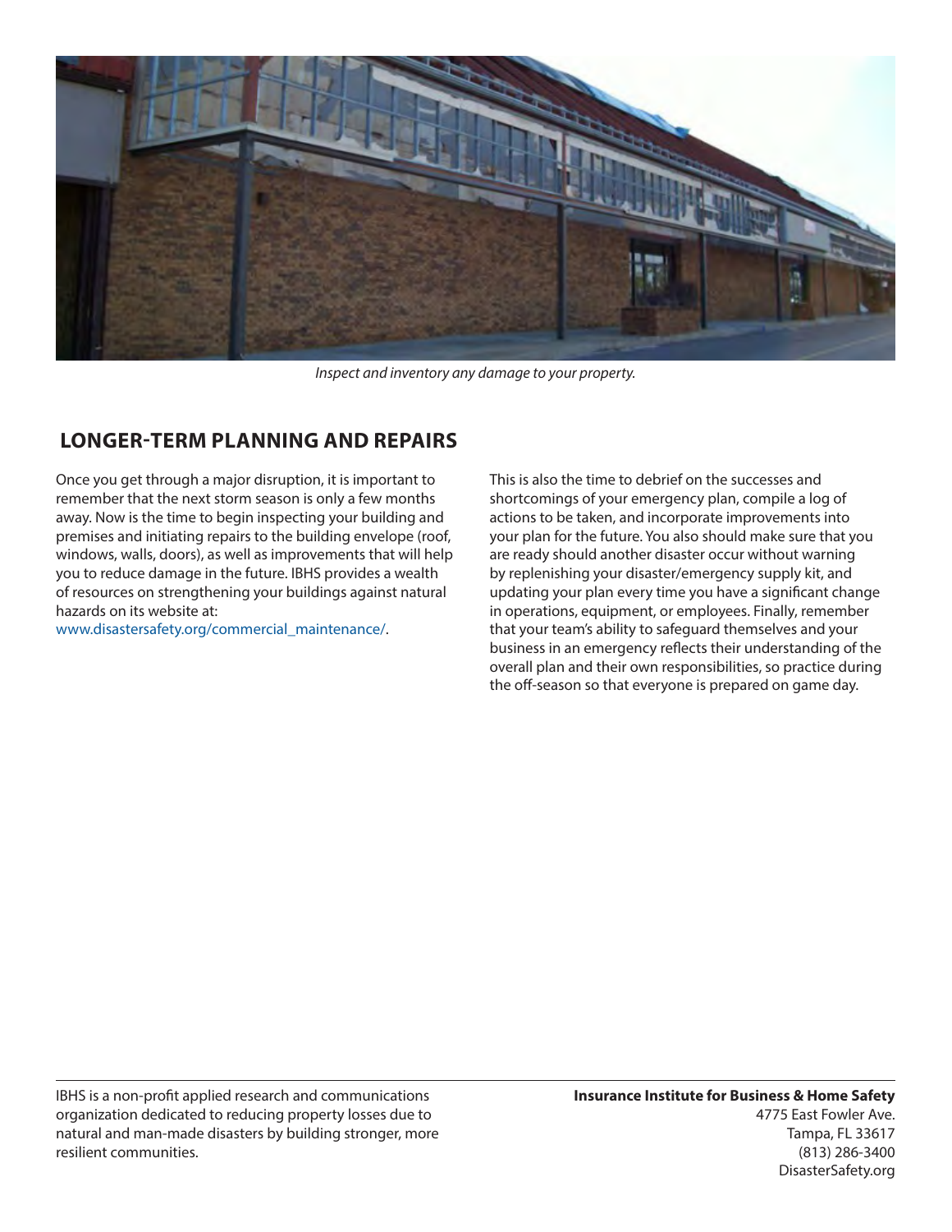*Inspect and inventory any damage to your property.*

## LONGER-TERM PLANNING AND REPAIRS

Once you get through a major disruption, it is important to remember that the next storm season is only a few months away. Now is the time to begin inspecting your building and premises and initiating repairs to the building envelope (roof, windows, walls, doors), as well as improvements that will help you to reduce damage in the future. IBHS provides a wealth of resources on strengthening your buildings against natural hazards on its website at: www.disastersafety.org/commercial_maintenance/.

This is also the time to debrief on the successes and shortcomings of your emergency plan, compile a log of actions to be taken, and incorporate improvements into your plan for the future. You also should make sure that you are ready should another disaster occur without warning by replenishing your disaster/emergency supply kit, and updating your plan every time you have a significant change in operations, equipment, or employees. Finally, remember that your team's ability to safeguard themselves and your business in an emergency reflects their understanding of the overall plan and their own responsibilities, so practice during the off-season so that everyone is prepared on game day.

---

IBHS is a non-profit applied research and communications organization dedicated to reducing property losses due to natural and man-made disasters by building stronger, more resilient communities.

**Insurance Institute for Business & Home Safety**
4775 East Fowler Ave.
Tampa, FL 33617
(813) 286-3400
DisasterSafety.org